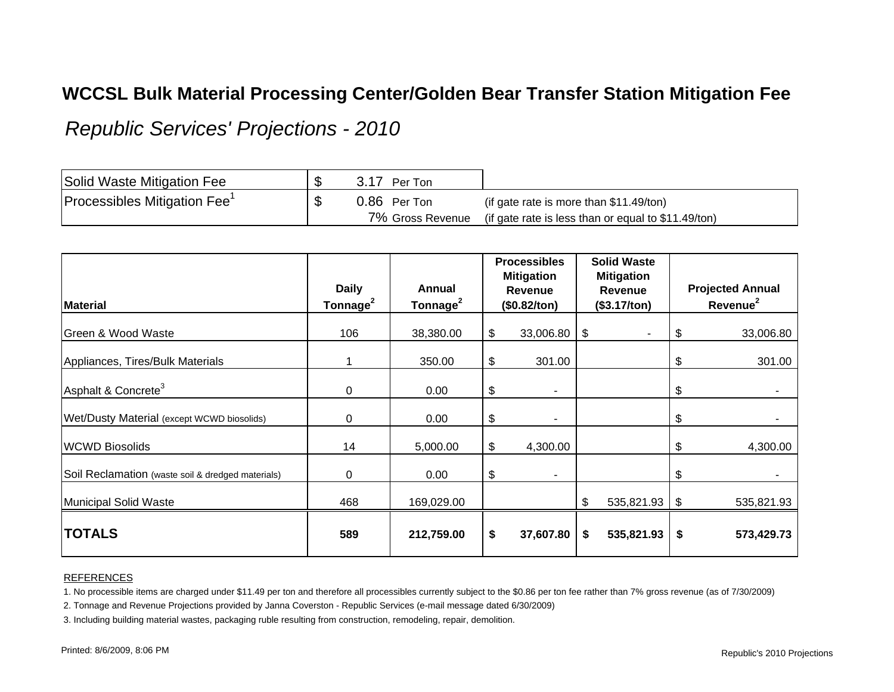# WCCSL Bulk Material Processing Center/Golden Bear Transfer Station Mitigation Fee

*Republic Services' Projections - 2010*

| | | |
|---|---|---|
| Solid Waste Mitigation Fee | $ 3.17 Per Ton | |
| Processibles Mitigation Fee[1] | $ 0.86 Per Ton | (if gate rate is more than $11.49/ton) |
| | 7% Gross Revenue | (if gate rate is less than or equal to $11.49/ton) |

| Material | Daily Tonnage[2] | Annual Tonnage[2] | Processibles Mitigation Revenue ($0.82/ton) | Solid Waste Mitigation Revenue ($3.17/ton) | Projected Annual Revenue[2] |
|---|---|---|---|---|---|
| Green & Wood Waste | 106 | 38,380.00 | $ 33,006.80 | $ - | $ 33,006.80 |
| Appliances, Tires/Bulk Materials | 1 | 350.00 | $ 301.00 | | $ 301.00 |
| Asphalt & Concrete[3] | 0 | 0.00 | $ - | | $ - |
| Wet/Dusty Material (except WCWD biosolids) | 0 | 0.00 | $ - | | $ - |
| WCWD Biosolids | 14 | 5,000.00 | $ 4,300.00 | | $ 4,300.00 |
| Soil Reclamation (waste soil & dredged materials) | 0 | 0.00 | $ - | | $ - |
| Municipal Solid Waste | 468 | 169,029.00 | | $ 535,821.93 | $ 535,821.93 |
| **TOTALS** | **589** | **212,759.00** | **$ 37,607.80** | **$ 535,821.93** | **$ 573,429.73** |

REFERENCES

1. No processible items are charged under $11.49 per ton and therefore all processibles currently subject to the $0.86 per ton fee rather than 7% gross revenue (as of 7/30/2009)
2. Tonnage and Revenue Projections provided by Janna Coverston - Republic Services (e-mail message dated 6/30/2009)
3. Including building material wastes, packaging ruble resulting from construction, remodeling, repair, demolition.

Printed: 8/6/2009, 8:06 PM

Republic's 2010 Projections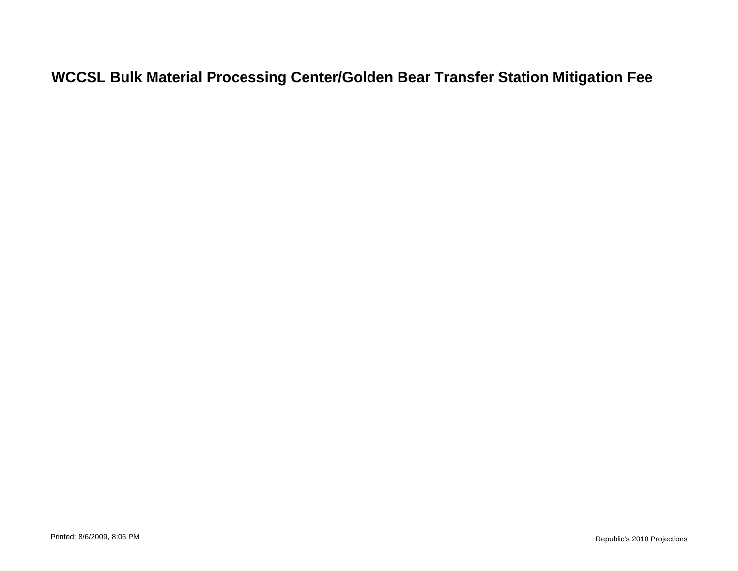# WCCSL Bulk Material Processing Center/Golden Bear Transfer Station Mitigation Fee